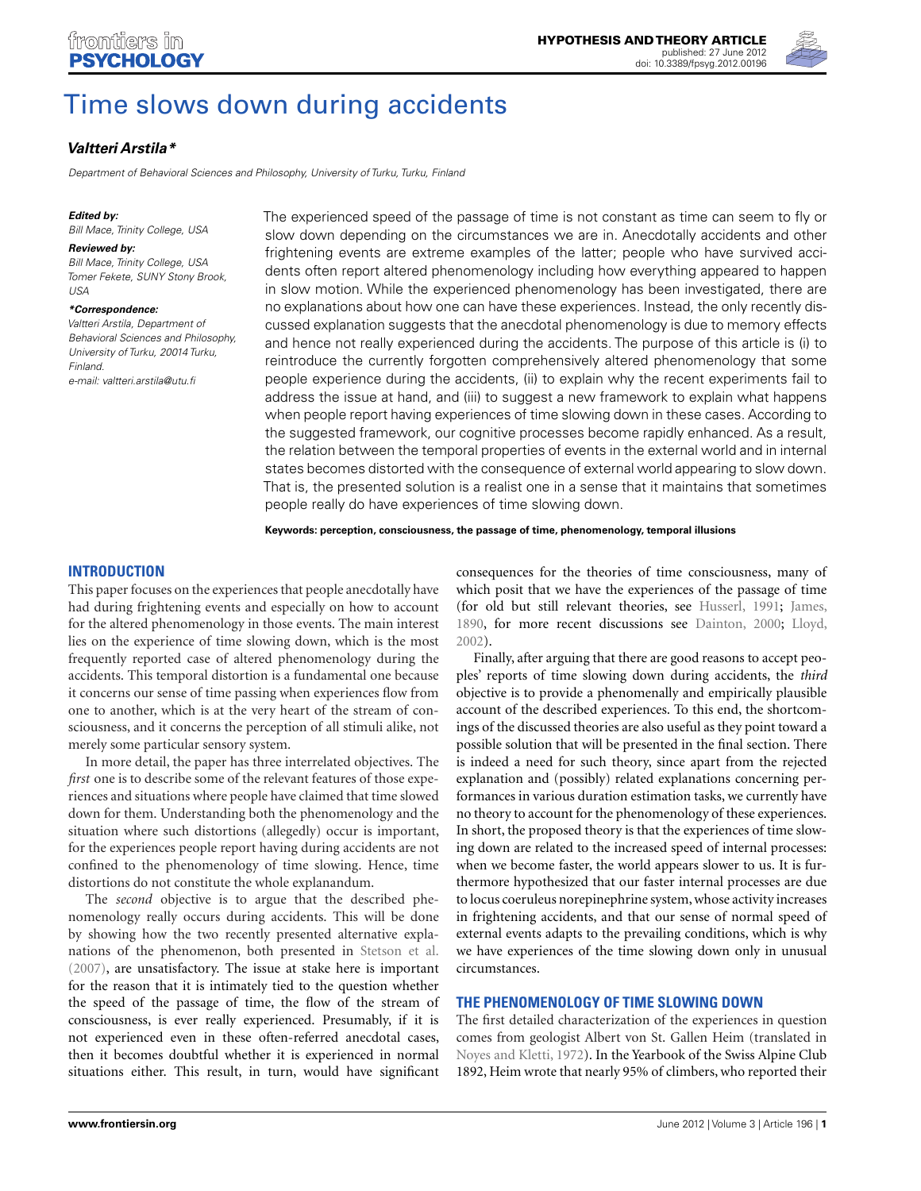HYPOTHESIS AND THEORY ARTICLE
published: 27 June 2012
doi: 10.3389/fpsyg.2012.00196

# Time slows down during accidents

***Valtteri Arstila****

*Department of Behavioral Sciences and Philosophy, University of Turku, Turku, Finland*

***Edited by:***
*Bill Mace, Trinity College, USA*

***Reviewed by:***
*Bill Mace, Trinity College, USA*
*Tomer Fekete, SUNY Stony Brook, USA*

***\*Correspondence:***
*Valtteri Arstila, Department of Behavioral Sciences and Philosophy, University of Turku, 20014 Turku, Finland.*
*e-mail: valtteri.arstila@utu.fi*

The experienced speed of the passage of time is not constant as time can seem to fly or slow down depending on the circumstances we are in. Anecdotally accidents and other frightening events are extreme examples of the latter; people who have survived accidents often report altered phenomenology including how everything appeared to happen in slow motion. While the experienced phenomenology has been investigated, there are no explanations about how one can have these experiences. Instead, the only recently discussed explanation suggests that the anecdotal phenomenology is due to memory effects and hence not really experienced during the accidents. The purpose of this article is (i) to reintroduce the currently forgotten comprehensively altered phenomenology that some people experience during the accidents, (ii) to explain why the recent experiments fail to address the issue at hand, and (iii) to suggest a new framework to explain what happens when people report having experiences of time slowing down in these cases. According to the suggested framework, our cognitive processes become rapidly enhanced. As a result, the relation between the temporal properties of events in the external world and in internal states becomes distorted with the consequence of external world appearing to slow down. That is, the presented solution is a realist one in a sense that it maintains that sometimes people really do have experiences of time slowing down.

**Keywords: perception, consciousness, the passage of time, phenomenology, temporal illusions**

## INTRODUCTION

This paper focuses on the experiences that people anecdotally have had during frightening events and especially on how to account for the altered phenomenology in those events. The main interest lies on the experience of time slowing down, which is the most frequently reported case of altered phenomenology during the accidents. This temporal distortion is a fundamental one because it concerns our sense of time passing when experiences flow from one to another, which is at the very heart of the stream of consciousness, and it concerns the perception of all stimuli alike, not merely some particular sensory system.

In more detail, the paper has three interrelated objectives. The *first* one is to describe some of the relevant features of those experiences and situations where people have claimed that time slowed down for them. Understanding both the phenomenology and the situation where such distortions (allegedly) occur is important, for the experiences people report having during accidents are not confined to the phenomenology of time slowing. Hence, time distortions do not constitute the whole explanandum.

The *second* objective is to argue that the described phenomenology really occurs during accidents. This will be done by showing how the two recently presented alternative explanations of the phenomenon, both presented in Stetson et al. (2007), are unsatisfactory. The issue at stake here is important for the reason that it is intimately tied to the question whether the speed of the passage of time, the flow of the stream of consciousness, is ever really experienced. Presumably, if it is not experienced even in these often-referred anecdotal cases, then it becomes doubtful whether it is experienced in normal situations either. This result, in turn, would have significant consequences for the theories of time consciousness, many of which posit that we have the experiences of the passage of time (for old but still relevant theories, see Husserl, 1991; James, 1890, for more recent discussions see Dainton, 2000; Lloyd, 2002).

Finally, after arguing that there are good reasons to accept peoples' reports of time slowing down during accidents, the *third* objective is to provide a phenomenally and empirically plausible account of the described experiences. To this end, the shortcomings of the discussed theories are also useful as they point toward a possible solution that will be presented in the final section. There is indeed a need for such theory, since apart from the rejected explanation and (possibly) related explanations concerning performances in various duration estimation tasks, we currently have no theory to account for the phenomenology of these experiences. In short, the proposed theory is that the experiences of time slowing down are related to the increased speed of internal processes: when we become faster, the world appears slower to us. It is furthermore hypothesized that our faster internal processes are due to locus coeruleus norepinephrine system, whose activity increases in frightening accidents, and that our sense of normal speed of external events adapts to the prevailing conditions, which is why we have experiences of the time slowing down only in unusual circumstances.

## THE PHENOMENOLOGY OF TIME SLOWING DOWN

The first detailed characterization of the experiences in question comes from geologist Albert von St. Gallen Heim (translated in Noyes and Kletti, 1972). In the Yearbook of the Swiss Alpine Club 1892, Heim wrote that nearly 95% of climbers, who reported their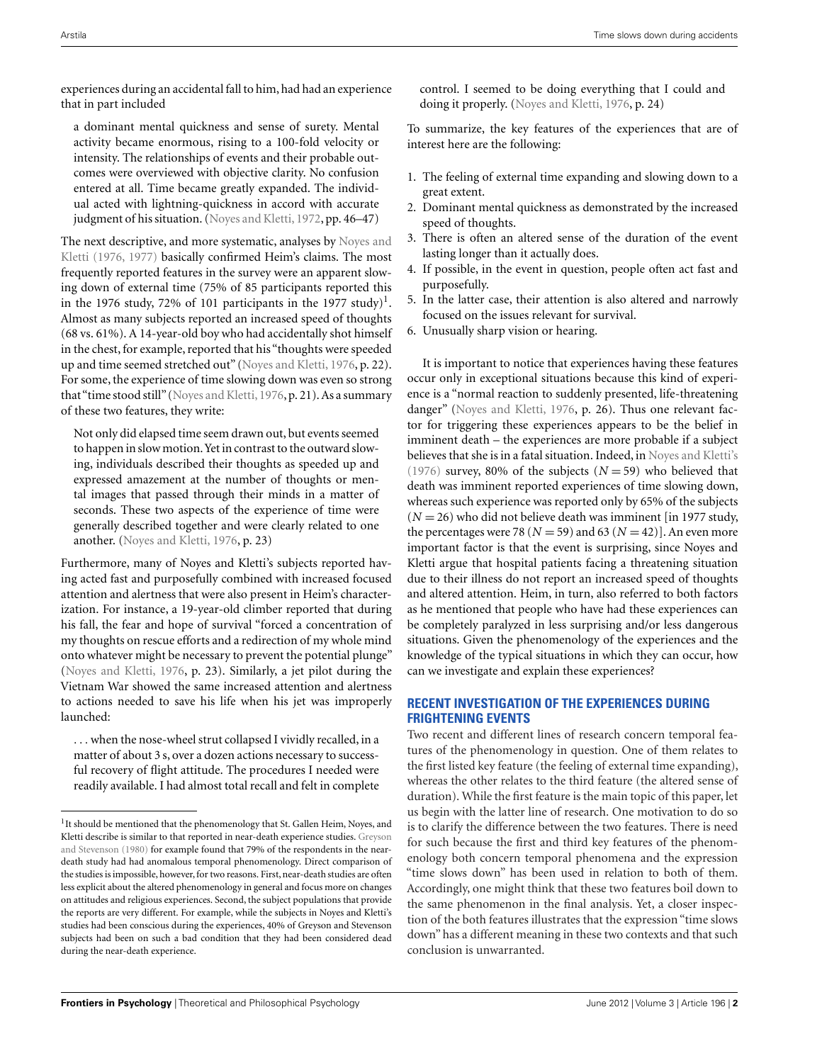experiences during an accidental fall to him, had had an experience that in part included

> a dominant mental quickness and sense of surety. Mental activity became enormous, rising to a 100-fold velocity or intensity. The relationships of events and their probable outcomes were overviewed with objective clarity. No confusion entered at all. Time became greatly expanded. The individual acted with lightning-quickness in accord with accurate judgment of his situation. (Noyes and Kletti, 1972, pp. 46–47)

The next descriptive, and more systematic, analyses by Noyes and Kletti (1976, 1977) basically confirmed Heim's claims. The most frequently reported features in the survey were an apparent slowing down of external time (75% of 85 participants reported this in the 1976 study, 72% of 101 participants in the 1977 study)[1]. Almost as many subjects reported an increased speed of thoughts (68 vs. 61%). A 14-year-old boy who had accidentally shot himself in the chest, for example, reported that his "thoughts were speeded up and time seemed stretched out" (Noyes and Kletti, 1976, p. 22). For some, the experience of time slowing down was even so strong that "time stood still" (Noyes and Kletti, 1976, p. 21). As a summary of these two features, they write:

> Not only did elapsed time seem drawn out, but events seemed to happen in slow motion. Yet in contrast to the outward slowing, individuals described their thoughts as speeded up and expressed amazement at the number of thoughts or mental images that passed through their minds in a matter of seconds. These two aspects of the experience of time were generally described together and were clearly related to one another. (Noyes and Kletti, 1976, p. 23)

Furthermore, many of Noyes and Kletti's subjects reported having acted fast and purposefully combined with increased focused attention and alertness that were also present in Heim's characterization. For instance, a 19-year-old climber reported that during his fall, the fear and hope of survival "forced a concentration of my thoughts on rescue efforts and a redirection of my whole mind onto whatever might be necessary to prevent the potential plunge" (Noyes and Kletti, 1976, p. 23). Similarly, a jet pilot during the Vietnam War showed the same increased attention and alertness to actions needed to save his life when his jet was improperly launched:

> . . . when the nose-wheel strut collapsed I vividly recalled, in a matter of about 3 s, over a dozen actions necessary to successful recovery of flight attitude. The procedures I needed were readily available. I had almost total recall and felt in complete control. I seemed to be doing everything that I could and doing it properly. (Noyes and Kletti, 1976, p. 24)

To summarize, the key features of the experiences that are of interest here are the following:

1. The feeling of external time expanding and slowing down to a great extent.
2. Dominant mental quickness as demonstrated by the increased speed of thoughts.
3. There is often an altered sense of the duration of the event lasting longer than it actually does.
4. If possible, in the event in question, people often act fast and purposefully.
5. In the latter case, their attention is also altered and narrowly focused on the issues relevant for survival.
6. Unusually sharp vision or hearing.

It is important to notice that experiences having these features occur only in exceptional situations because this kind of experience is a "normal reaction to suddenly presented, life-threatening danger" (Noyes and Kletti, 1976, p. 26). Thus one relevant factor for triggering these experiences appears to be the belief in imminent death – the experiences are more probable if a subject believes that she is in a fatal situation. Indeed, in Noyes and Kletti's (1976) survey, 80% of the subjects ($N = 59$) who believed that death was imminent reported experiences of time slowing down, whereas such experience was reported only by 65% of the subjects ($N = 26$) who did not believe death was imminent [in 1977 study, the percentages were 78 ($N = 59$) and 63 ($N = 42$)]. An even more important factor is that the event is surprising, since Noyes and Kletti argue that hospital patients facing a threatening situation due to their illness do not report an increased speed of thoughts and altered attention. Heim, in turn, also referred to both factors as he mentioned that people who have had these experiences can be completely paralyzed in less surprising and/or less dangerous situations. Given the phenomenology of the experiences and the knowledge of the typical situations in which they can occur, how can we investigate and explain these experiences?

## RECENT INVESTIGATION OF THE EXPERIENCES DURING FRIGHTENING EVENTS

Two recent and different lines of research concern temporal features of the phenomenology in question. One of them relates to the first listed key feature (the feeling of external time expanding), whereas the other relates to the third feature (the altered sense of duration). While the first feature is the main topic of this paper, let us begin with the latter line of research. One motivation to do so is to clarify the difference between the two features. There is need for such because the first and third key features of the phenomenology both concern temporal phenomena and the expression "time slows down" has been used in relation to both of them. Accordingly, one might think that these two features boil down to the same phenomenon in the final analysis. Yet, a closer inspection of the both features illustrates that the expression "time slows down" has a different meaning in these two contexts and that such conclusion is unwarranted.

---

[1] It should be mentioned that the phenomenology that St. Gallen Heim, Noyes, and Kletti describe is similar to that reported in near-death experience studies. Greyson and Stevenson (1980) for example found that 79% of the respondents in the near-death study had had anomalous temporal phenomenology. Direct comparison of the studies is impossible, however, for two reasons. First, near-death studies are often less explicit about the altered phenomenology in general and focus more on changes on attitudes and religious experiences. Second, the subject populations that provide the reports are very different. For example, while the subjects in Noyes and Kletti's studies had been conscious during the experiences, 40% of Greyson and Stevenson subjects had been on such a bad condition that they had been considered dead during the near-death experience.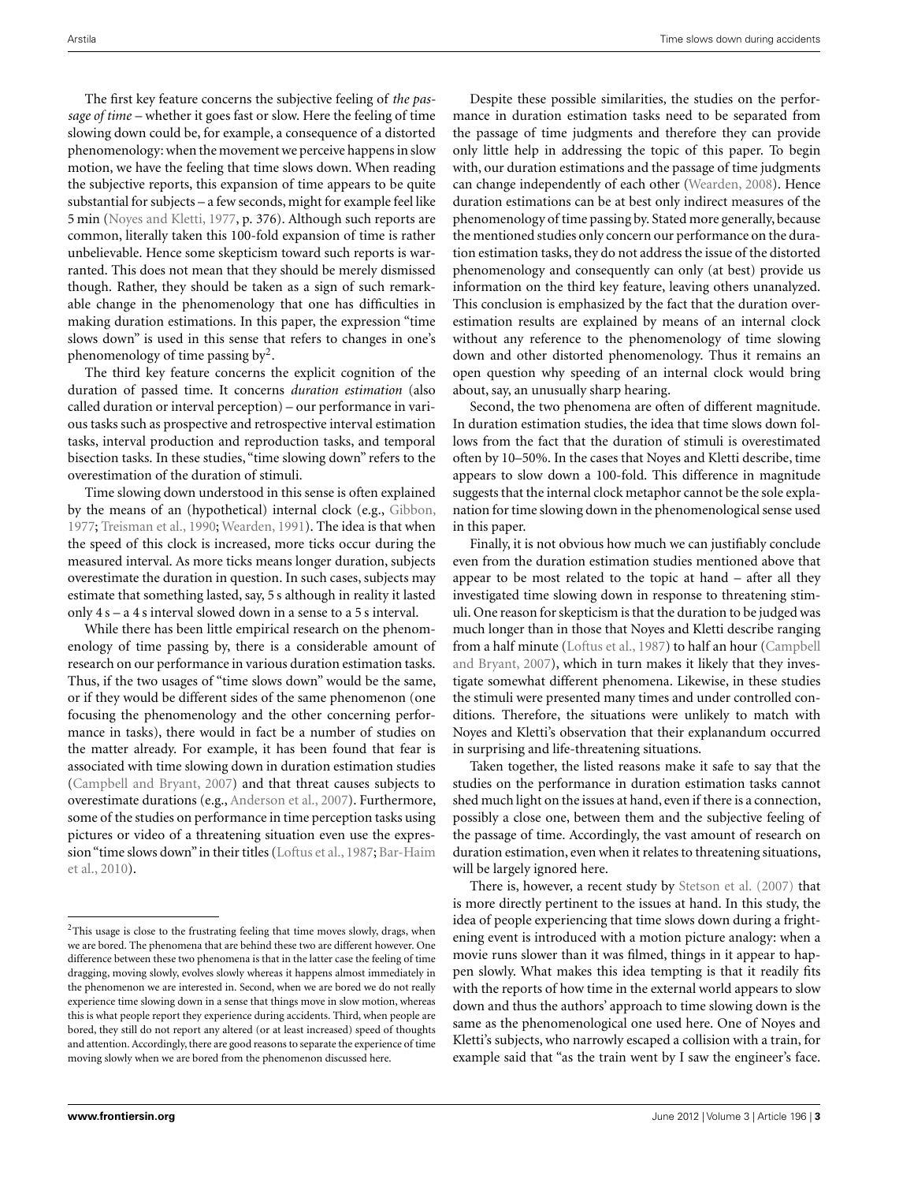The first key feature concerns the subjective feeling of *the passage of time* – whether it goes fast or slow. Here the feeling of time slowing down could be, for example, a consequence of a distorted phenomenology: when the movement we perceive happens in slow motion, we have the feeling that time slows down. When reading the subjective reports, this expansion of time appears to be quite substantial for subjects – a few seconds, might for example feel like 5 min (Noyes and Kletti, 1977, p. 376). Although such reports are common, literally taken this 100-fold expansion of time is rather unbelievable. Hence some skepticism toward such reports is warranted. This does not mean that they should be merely dismissed though. Rather, they should be taken as a sign of such remarkable change in the phenomenology that one has difficulties in making duration estimations. In this paper, the expression "time slows down" is used in this sense that refers to changes in one's phenomenology of time passing by[2].

The third key feature concerns the explicit cognition of the duration of passed time. It concerns *duration estimation* (also called duration or interval perception) – our performance in various tasks such as prospective and retrospective interval estimation tasks, interval production and reproduction tasks, and temporal bisection tasks. In these studies, "time slowing down" refers to the overestimation of the duration of stimuli.

Time slowing down understood in this sense is often explained by the means of an (hypothetical) internal clock (e.g., Gibbon, 1977; Treisman et al., 1990; Wearden, 1991). The idea is that when the speed of this clock is increased, more ticks occur during the measured interval. As more ticks means longer duration, subjects overestimate the duration in question. In such cases, subjects may estimate that something lasted, say, 5 s although in reality it lasted only 4 s – a 4 s interval slowed down in a sense to a 5 s interval.

While there has been little empirical research on the phenomenology of time passing by, there is a considerable amount of research on our performance in various duration estimation tasks. Thus, if the two usages of "time slows down" would be the same, or if they would be different sides of the same phenomenon (one focusing the phenomenology and the other concerning performance in tasks), there would in fact be a number of studies on the matter already. For example, it has been found that fear is associated with time slowing down in duration estimation studies (Campbell and Bryant, 2007) and that threat causes subjects to overestimate durations (e.g., Anderson et al., 2007). Furthermore, some of the studies on performance in time perception tasks using pictures or video of a threatening situation even use the expression "time slows down" in their titles (Loftus et al., 1987; Bar-Haim et al., 2010).

Despite these possible similarities, the studies on the performance in duration estimation tasks need to be separated from the passage of time judgments and therefore they can provide only little help in addressing the topic of this paper. To begin with, our duration estimations and the passage of time judgments can change independently of each other (Wearden, 2008). Hence duration estimations can be at best only indirect measures of the phenomenology of time passing by. Stated more generally, because the mentioned studies only concern our performance on the duration estimation tasks, they do not address the issue of the distorted phenomenology and consequently can only (at best) provide us information on the third key feature, leaving others unanalyzed. This conclusion is emphasized by the fact that the duration overestimation results are explained by means of an internal clock without any reference to the phenomenology of time slowing down and other distorted phenomenology. Thus it remains an open question why speeding of an internal clock would bring about, say, an unusually sharp hearing.

Second, the two phenomena are often of different magnitude. In duration estimation studies, the idea that time slows down follows from the fact that the duration of stimuli is overestimated often by 10–50%. In the cases that Noyes and Kletti describe, time appears to slow down a 100-fold. This difference in magnitude suggests that the internal clock metaphor cannot be the sole explanation for time slowing down in the phenomenological sense used in this paper.

Finally, it is not obvious how much we can justifiably conclude even from the duration estimation studies mentioned above that appear to be most related to the topic at hand – after all they investigated time slowing down in response to threatening stimuli. One reason for skepticism is that the duration to be judged was much longer than in those that Noyes and Kletti describe ranging from a half minute (Loftus et al., 1987) to half an hour (Campbell and Bryant, 2007), which in turn makes it likely that they investigate somewhat different phenomena. Likewise, in these studies the stimuli were presented many times and under controlled conditions. Therefore, the situations were unlikely to match with Noyes and Kletti's observation that their explanandum occurred in surprising and life-threatening situations.

Taken together, the listed reasons make it safe to say that the studies on the performance in duration estimation tasks cannot shed much light on the issues at hand, even if there is a connection, possibly a close one, between them and the subjective feeling of the passage of time. Accordingly, the vast amount of research on duration estimation, even when it relates to threatening situations, will be largely ignored here.

There is, however, a recent study by Stetson et al. (2007) that is more directly pertinent to the issues at hand. In this study, the idea of people experiencing that time slows down during a frightening event is introduced with a motion picture analogy: when a movie runs slower than it was filmed, things in it appear to happen slowly. What makes this idea tempting is that it readily fits with the reports of how time in the external world appears to slow down and thus the authors' approach to time slowing down is the same as the phenomenological one used here. One of Noyes and Kletti's subjects, who narrowly escaped a collision with a train, for example said that "as the train went by I saw the engineer's face.

[2]This usage is close to the frustrating feeling that time moves slowly, drags, when we are bored. The phenomena that are behind these two are different however. One difference between these two phenomena is that in the latter case the feeling of time dragging, moving slowly, evolves slowly whereas it happens almost immediately in the phenomenon we are interested in. Second, when we are bored we do not really experience time slowing down in a sense that things move in slow motion, whereas this is what people report they experience during accidents. Third, when people are bored, they still do not report any altered (or at least increased) speed of thoughts and attention. Accordingly, there are good reasons to separate the experience of time moving slowly when we are bored from the phenomenon discussed here.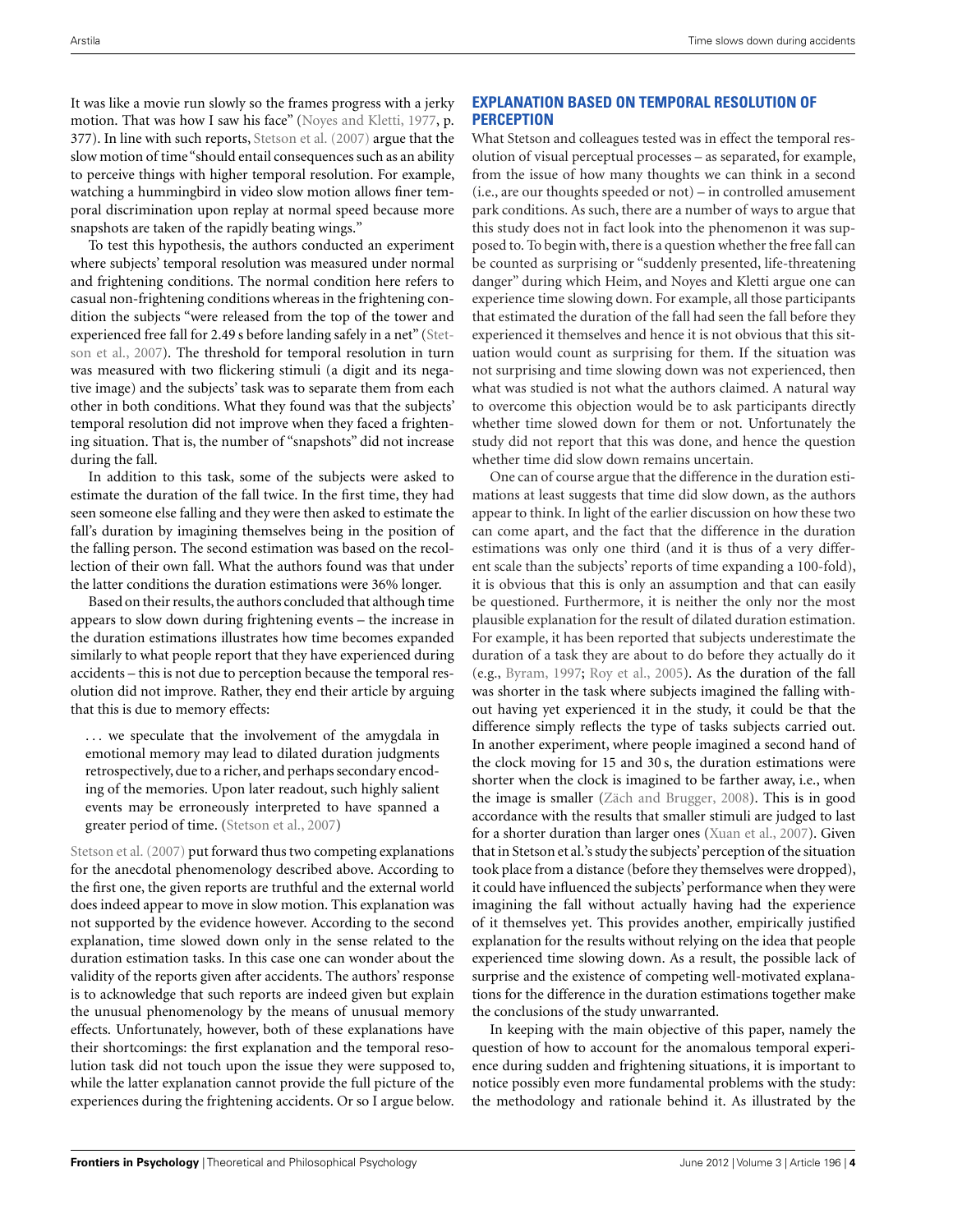It was like a movie run slowly so the frames progress with a jerky motion. That was how I saw his face" (Noyes and Kletti, 1977, p. 377). In line with such reports, Stetson et al. (2007) argue that the slow motion of time "should entail consequences such as an ability to perceive things with higher temporal resolution. For example, watching a hummingbird in video slow motion allows finer temporal discrimination upon replay at normal speed because more snapshots are taken of the rapidly beating wings."

To test this hypothesis, the authors conducted an experiment where subjects' temporal resolution was measured under normal and frightening conditions. The normal condition here refers to casual non-frightening conditions whereas in the frightening condition the subjects "were released from the top of the tower and experienced free fall for 2.49 s before landing safely in a net" (Stetson et al., 2007). The threshold for temporal resolution in turn was measured with two flickering stimuli (a digit and its negative image) and the subjects' task was to separate them from each other in both conditions. What they found was that the subjects' temporal resolution did not improve when they faced a frightening situation. That is, the number of "snapshots" did not increase during the fall.

In addition to this task, some of the subjects were asked to estimate the duration of the fall twice. In the first time, they had seen someone else falling and they were then asked to estimate the fall's duration by imagining themselves being in the position of the falling person. The second estimation was based on the recollection of their own fall. What the authors found was that under the latter conditions the duration estimations were 36% longer.

Based on their results, the authors concluded that although time appears to slow down during frightening events – the increase in the duration estimations illustrates how time becomes expanded similarly to what people report that they have experienced during accidents – this is not due to perception because the temporal resolution did not improve. Rather, they end their article by arguing that this is due to memory effects:

> ... we speculate that the involvement of the amygdala in emotional memory may lead to dilated duration judgments retrospectively, due to a richer, and perhaps secondary encoding of the memories. Upon later readout, such highly salient events may be erroneously interpreted to have spanned a greater period of time. (Stetson et al., 2007)

Stetson et al. (2007) put forward thus two competing explanations for the anecdotal phenomenology described above. According to the first one, the given reports are truthful and the external world does indeed appear to move in slow motion. This explanation was not supported by the evidence however. According to the second explanation, time slowed down only in the sense related to the duration estimation tasks. In this case one can wonder about the validity of the reports given after accidents. The authors' response is to acknowledge that such reports are indeed given but explain the unusual phenomenology by the means of unusual memory effects. Unfortunately, however, both of these explanations have their shortcomings: the first explanation and the temporal resolution task did not touch upon the issue they were supposed to, while the latter explanation cannot provide the full picture of the experiences during the frightening accidents. Or so I argue below.

## EXPLANATION BASED ON TEMPORAL RESOLUTION OF PERCEPTION

What Stetson and colleagues tested was in effect the temporal resolution of visual perceptual processes – as separated, for example, from the issue of how many thoughts we can think in a second (i.e., are our thoughts speeded or not) – in controlled amusement park conditions. As such, there are a number of ways to argue that this study does not in fact look into the phenomenon it was supposed to. To begin with, there is a question whether the free fall can be counted as surprising or "suddenly presented, life-threatening danger" during which Heim, and Noyes and Kletti argue one can experience time slowing down. For example, all those participants that estimated the duration of the fall had seen the fall before they experienced it themselves and hence it is not obvious that this situation would count as surprising for them. If the situation was not surprising and time slowing down was not experienced, then what was studied is not what the authors claimed. A natural way to overcome this objection would be to ask participants directly whether time slowed down for them or not. Unfortunately the study did not report that this was done, and hence the question whether time did slow down remains uncertain.

One can of course argue that the difference in the duration estimations at least suggests that time did slow down, as the authors appear to think. In light of the earlier discussion on how these two can come apart, and the fact that the difference in the duration estimations was only one third (and it is thus of a very different scale than the subjects' reports of time expanding a 100-fold), it is obvious that this is only an assumption and that can easily be questioned. Furthermore, it is neither the only nor the most plausible explanation for the result of dilated duration estimation. For example, it has been reported that subjects underestimate the duration of a task they are about to do before they actually do it (e.g., Byram, 1997; Roy et al., 2005). As the duration of the fall was shorter in the task where subjects imagined the falling without having yet experienced it in the study, it could be that the difference simply reflects the type of tasks subjects carried out. In another experiment, where people imagined a second hand of the clock moving for 15 and 30 s, the duration estimations were shorter when the clock is imagined to be farther away, i.e., when the image is smaller (Zäch and Brugger, 2008). This is in good accordance with the results that smaller stimuli are judged to last for a shorter duration than larger ones (Xuan et al., 2007). Given that in Stetson et al.'s study the subjects' perception of the situation took place from a distance (before they themselves were dropped), it could have influenced the subjects' performance when they were imagining the fall without actually having had the experience of it themselves yet. This provides another, empirically justified explanation for the results without relying on the idea that people experienced time slowing down. As a result, the possible lack of surprise and the existence of competing well-motivated explanations for the difference in the duration estimations together make the conclusions of the study unwarranted.

In keeping with the main objective of this paper, namely the question of how to account for the anomalous temporal experience during sudden and frightening situations, it is important to notice possibly even more fundamental problems with the study: the methodology and rationale behind it. As illustrated by the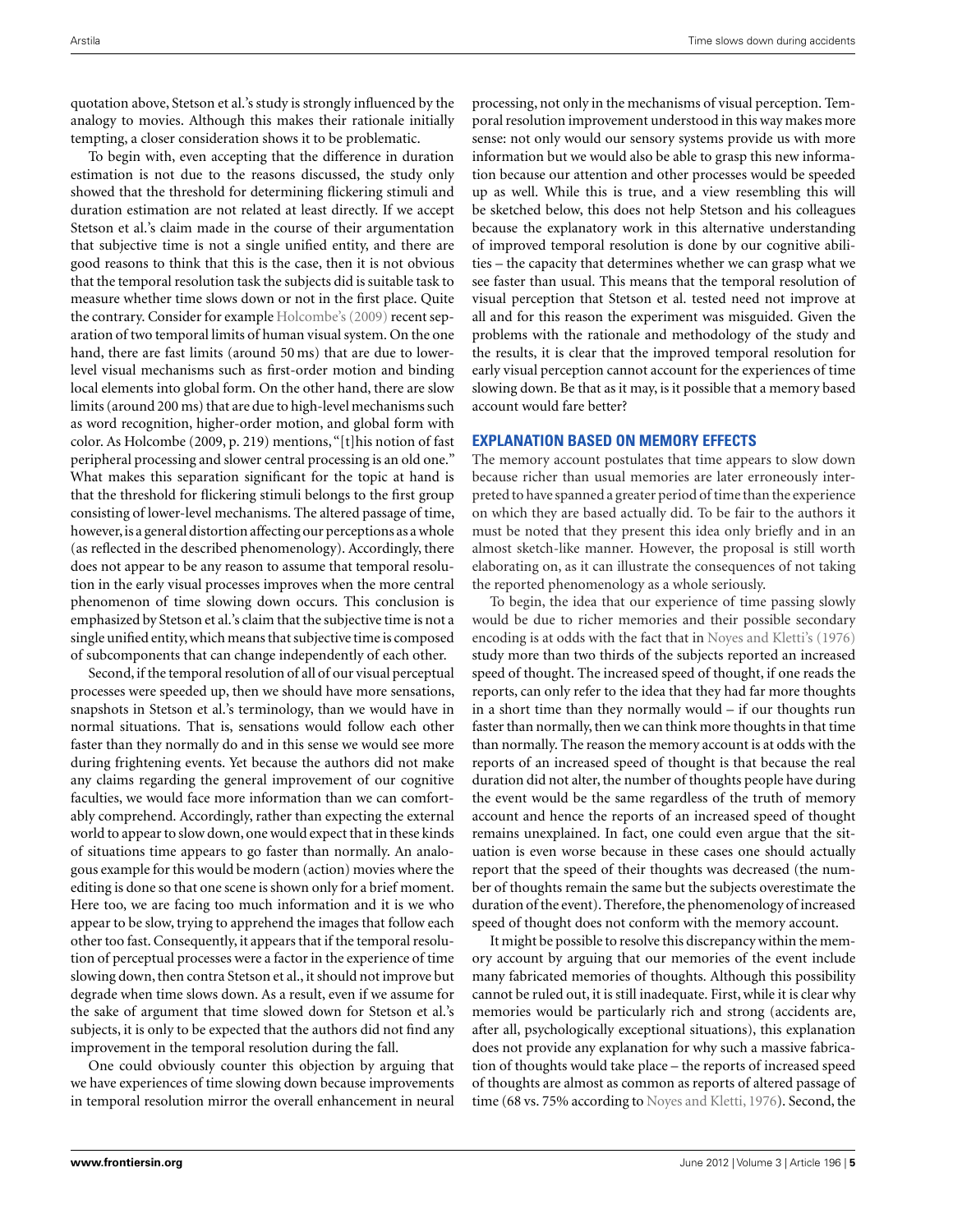quotation above, Stetson et al.'s study is strongly influenced by the analogy to movies. Although this makes their rationale initially tempting, a closer consideration shows it to be problematic.

To begin with, even accepting that the difference in duration estimation is not due to the reasons discussed, the study only showed that the threshold for determining flickering stimuli and duration estimation are not related at least directly. If we accept Stetson et al.'s claim made in the course of their argumentation that subjective time is not a single unified entity, and there are good reasons to think that this is the case, then it is not obvious that the temporal resolution task the subjects did is suitable task to measure whether time slows down or not in the first place. Quite the contrary. Consider for example Holcombe's (2009) recent separation of two temporal limits of human visual system. On the one hand, there are fast limits (around 50 ms) that are due to lower-level visual mechanisms such as first-order motion and binding local elements into global form. On the other hand, there are slow limits (around 200 ms) that are due to high-level mechanisms such as word recognition, higher-order motion, and global form with color. As Holcombe (2009, p. 219) mentions, "[t]his notion of fast peripheral processing and slower central processing is an old one." What makes this separation significant for the topic at hand is that the threshold for flickering stimuli belongs to the first group consisting of lower-level mechanisms. The altered passage of time, however, is a general distortion affecting our perceptions as a whole (as reflected in the described phenomenology). Accordingly, there does not appear to be any reason to assume that temporal resolution in the early visual processes improves when the more central phenomenon of time slowing down occurs. This conclusion is emphasized by Stetson et al.'s claim that the subjective time is not a single unified entity, which means that subjective time is composed of subcomponents that can change independently of each other.

Second, if the temporal resolution of all of our visual perceptual processes were speeded up, then we should have more sensations, snapshots in Stetson et al.'s terminology, than we would have in normal situations. That is, sensations would follow each other faster than they normally do and in this sense we would see more during frightening events. Yet because the authors did not make any claims regarding the general improvement of our cognitive faculties, we would face more information than we can comfortably comprehend. Accordingly, rather than expecting the external world to appear to slow down, one would expect that in these kinds of situations time appears to go faster than normally. An analogous example for this would be modern (action) movies where the editing is done so that one scene is shown only for a brief moment. Here too, we are facing too much information and it is we who appear to be slow, trying to apprehend the images that follow each other too fast. Consequently, it appears that if the temporal resolution of perceptual processes were a factor in the experience of time slowing down, then contra Stetson et al., it should not improve but degrade when time slows down. As a result, even if we assume for the sake of argument that time slowed down for Stetson et al.'s subjects, it is only to be expected that the authors did not find any improvement in the temporal resolution during the fall.

One could obviously counter this objection by arguing that we have experiences of time slowing down because improvements in temporal resolution mirror the overall enhancement in neural processing, not only in the mechanisms of visual perception. Temporal resolution improvement understood in this way makes more sense: not only would our sensory systems provide us with more information but we would also be able to grasp this new information because our attention and other processes would be speeded up as well. While this is true, and a view resembling this will be sketched below, this does not help Stetson and his colleagues because the explanatory work in this alternative understanding of improved temporal resolution is done by our cognitive abilities – the capacity that determines whether we can grasp what we see faster than usual. This means that the temporal resolution of visual perception that Stetson et al. tested need not improve at all and for this reason the experiment was misguided. Given the problems with the rationale and methodology of the study and the results, it is clear that the improved temporal resolution for early visual perception cannot account for the experiences of time slowing down. Be that as it may, is it possible that a memory based account would fare better?

## EXPLANATION BASED ON MEMORY EFFECTS

The memory account postulates that time appears to slow down because richer than usual memories are later erroneously interpreted to have spanned a greater period of time than the experience on which they are based actually did. To be fair to the authors it must be noted that they present this idea only briefly and in an almost sketch-like manner. However, the proposal is still worth elaborating on, as it can illustrate the consequences of not taking the reported phenomenology as a whole seriously.

To begin, the idea that our experience of time passing slowly would be due to richer memories and their possible secondary encoding is at odds with the fact that in Noyes and Kletti's (1976) study more than two thirds of the subjects reported an increased speed of thought. The increased speed of thought, if one reads the reports, can only refer to the idea that they had far more thoughts in a short time than they normally would – if our thoughts run faster than normally, then we can think more thoughts in that time than normally. The reason the memory account is at odds with the reports of an increased speed of thought is that because the real duration did not alter, the number of thoughts people have during the event would be the same regardless of the truth of memory account and hence the reports of an increased speed of thought remains unexplained. In fact, one could even argue that the situation is even worse because in these cases one should actually report that the speed of their thoughts was decreased (the number of thoughts remain the same but the subjects overestimate the duration of the event). Therefore, the phenomenology of increased speed of thought does not conform with the memory account.

It might be possible to resolve this discrepancy within the memory account by arguing that our memories of the event include many fabricated memories of thoughts. Although this possibility cannot be ruled out, it is still inadequate. First, while it is clear why memories would be particularly rich and strong (accidents are, after all, psychologically exceptional situations), this explanation does not provide any explanation for why such a massive fabrication of thoughts would take place – the reports of increased speed of thoughts are almost as common as reports of altered passage of time (68 vs. 75% according to Noyes and Kletti, 1976). Second, the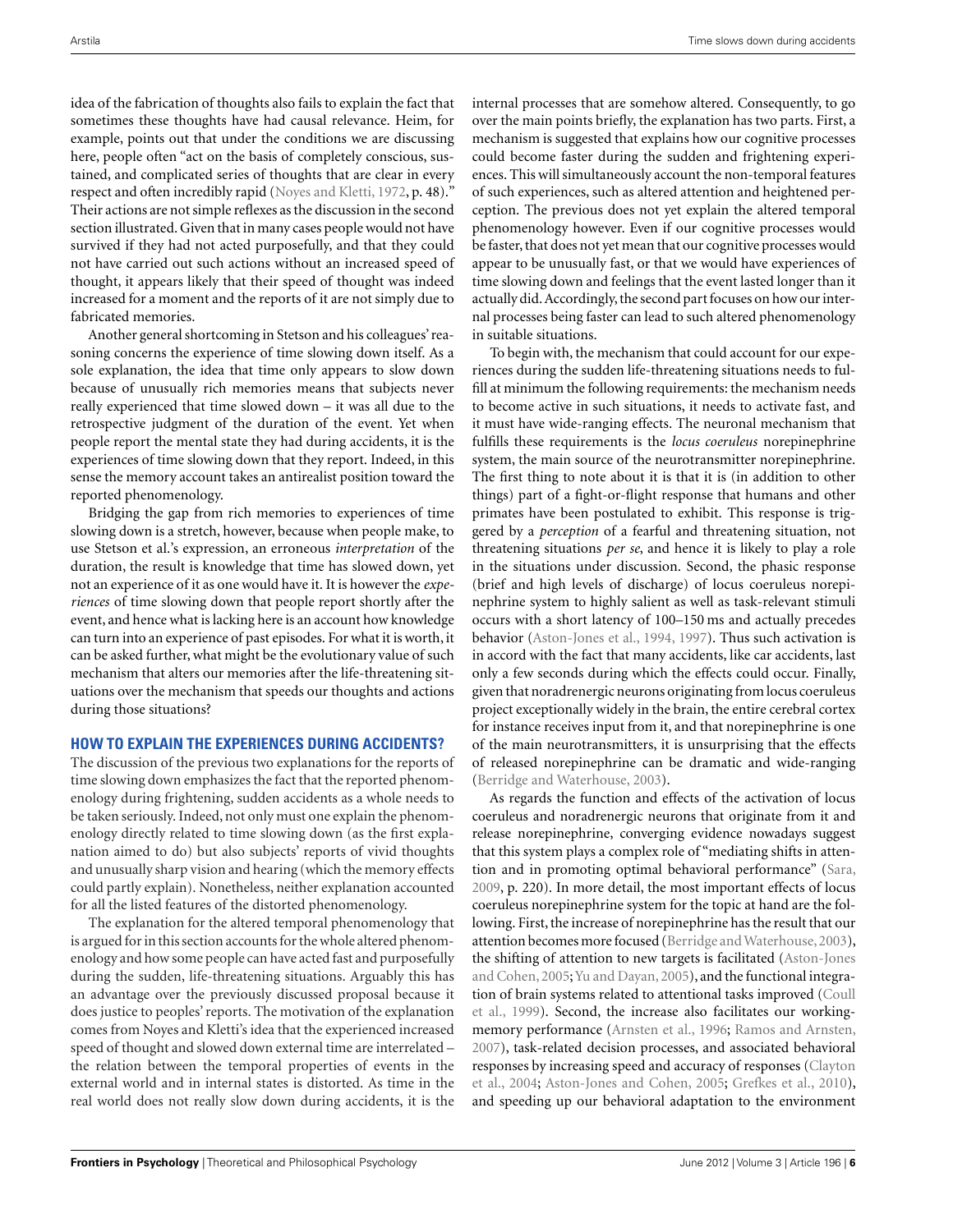idea of the fabrication of thoughts also fails to explain the fact that sometimes these thoughts have had causal relevance. Heim, for example, points out that under the conditions we are discussing here, people often "act on the basis of completely conscious, sustained, and complicated series of thoughts that are clear in every respect and often incredibly rapid (Noyes and Kletti, 1972, p. 48)." Their actions are not simple reflexes as the discussion in the second section illustrated. Given that in many cases people would not have survived if they had not acted purposefully, and that they could not have carried out such actions without an increased speed of thought, it appears likely that their speed of thought was indeed increased for a moment and the reports of it are not simply due to fabricated memories.

Another general shortcoming in Stetson and his colleagues' reasoning concerns the experience of time slowing down itself. As a sole explanation, the idea that time only appears to slow down because of unusually rich memories means that subjects never really experienced that time slowed down – it was all due to the retrospective judgment of the duration of the event. Yet when people report the mental state they had during accidents, it is the experiences of time slowing down that they report. Indeed, in this sense the memory account takes an antirealist position toward the reported phenomenology.

Bridging the gap from rich memories to experiences of time slowing down is a stretch, however, because when people make, to use Stetson et al.'s expression, an erroneous *interpretation* of the duration, the result is knowledge that time has slowed down, yet not an experience of it as one would have it. It is however the *experiences* of time slowing down that people report shortly after the event, and hence what is lacking here is an account how knowledge can turn into an experience of past episodes. For what it is worth, it can be asked further, what might be the evolutionary value of such mechanism that alters our memories after the life-threatening situations over the mechanism that speeds our thoughts and actions during those situations?

## HOW TO EXPLAIN THE EXPERIENCES DURING ACCIDENTS?

The discussion of the previous two explanations for the reports of time slowing down emphasizes the fact that the reported phenomenology during frightening, sudden accidents as a whole needs to be taken seriously. Indeed, not only must one explain the phenomenology directly related to time slowing down (as the first explanation aimed to do) but also subjects' reports of vivid thoughts and unusually sharp vision and hearing (which the memory effects could partly explain). Nonetheless, neither explanation accounted for all the listed features of the distorted phenomenology.

The explanation for the altered temporal phenomenology that is argued for in this section accounts for the whole altered phenomenology and how some people can have acted fast and purposefully during the sudden, life-threatening situations. Arguably this has an advantage over the previously discussed proposal because it does justice to peoples' reports. The motivation of the explanation comes from Noyes and Kletti's idea that the experienced increased speed of thought and slowed down external time are interrelated – the relation between the temporal properties of events in the external world and in internal states is distorted. As time in the real world does not really slow down during accidents, it is the internal processes that are somehow altered. Consequently, to go over the main points briefly, the explanation has two parts. First, a mechanism is suggested that explains how our cognitive processes could become faster during the sudden and frightening experiences. This will simultaneously account the non-temporal features of such experiences, such as altered attention and heightened perception. The previous does not yet explain the altered temporal phenomenology however. Even if our cognitive processes would be faster, that does not yet mean that our cognitive processes would appear to be unusually fast, or that we would have experiences of time slowing down and feelings that the event lasted longer than it actually did. Accordingly, the second part focuses on how our internal processes being faster can lead to such altered phenomenology in suitable situations.

To begin with, the mechanism that could account for our experiences during the sudden life-threatening situations needs to fulfill at minimum the following requirements: the mechanism needs to become active in such situations, it needs to activate fast, and it must have wide-ranging effects. The neuronal mechanism that fulfills these requirements is the *locus coeruleus* norepinephrine system, the main source of the neurotransmitter norepinephrine. The first thing to note about it is that it is (in addition to other things) part of a fight-or-flight response that humans and other primates have been postulated to exhibit. This response is triggered by a *perception* of a fearful and threatening situation, not threatening situations *per se*, and hence it is likely to play a role in the situations under discussion. Second, the phasic response (brief and high levels of discharge) of locus coeruleus norepinephrine system to highly salient as well as task-relevant stimuli occurs with a short latency of 100–150 ms and actually precedes behavior (Aston-Jones et al., 1994, 1997). Thus such activation is in accord with the fact that many accidents, like car accidents, last only a few seconds during which the effects could occur. Finally, given that noradrenergic neurons originating from locus coeruleus project exceptionally widely in the brain, the entire cerebral cortex for instance receives input from it, and that norepinephrine is one of the main neurotransmitters, it is unsurprising that the effects of released norepinephrine can be dramatic and wide-ranging (Berridge and Waterhouse, 2003).

As regards the function and effects of the activation of locus coeruleus and noradrenergic neurons that originate from it and release norepinephrine, converging evidence nowadays suggest that this system plays a complex role of "mediating shifts in attention and in promoting optimal behavioral performance" (Sara, 2009, p. 220). In more detail, the most important effects of locus coeruleus norepinephrine system for the topic at hand are the following. First, the increase of norepinephrine has the result that our attention becomes more focused (Berridge and Waterhouse, 2003), the shifting of attention to new targets is facilitated (Aston-Jones and Cohen, 2005; Yu and Dayan, 2005), and the functional integration of brain systems related to attentional tasks improved (Coull et al., 1999). Second, the increase also facilitates our working-memory performance (Arnsten et al., 1996; Ramos and Arnsten, 2007), task-related decision processes, and associated behavioral responses by increasing speed and accuracy of responses (Clayton et al., 2004; Aston-Jones and Cohen, 2005; Grefkes et al., 2010), and speeding up our behavioral adaptation to the environment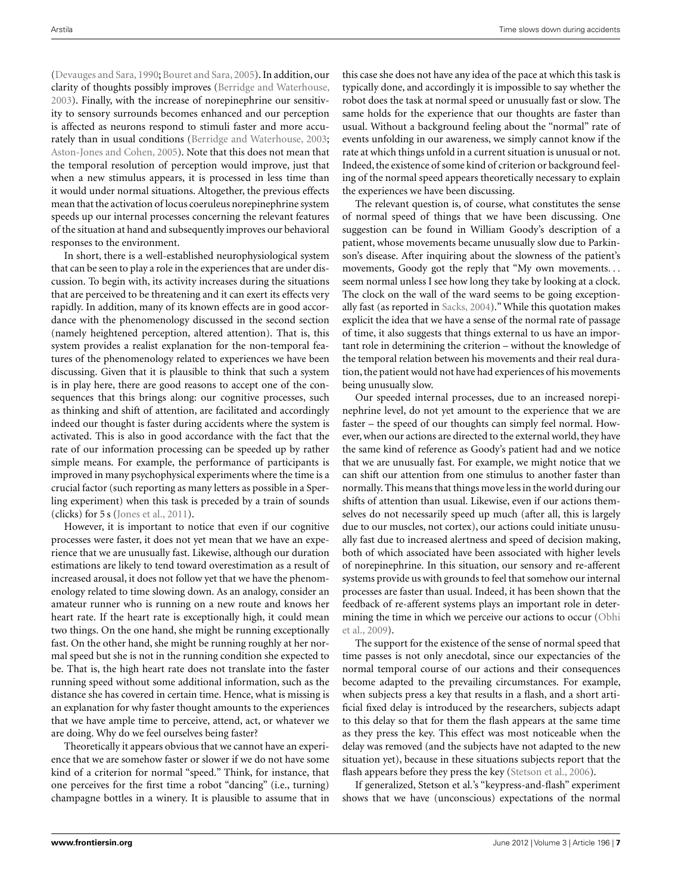(Devauges and Sara, 1990; Bouret and Sara, 2005). In addition, our clarity of thoughts possibly improves (Berridge and Waterhouse, 2003). Finally, with the increase of norepinephrine our sensitivity to sensory surrounds becomes enhanced and our perception is affected as neurons respond to stimuli faster and more accurately than in usual conditions (Berridge and Waterhouse, 2003; Aston-Jones and Cohen, 2005). Note that this does not mean that the temporal resolution of perception would improve, just that when a new stimulus appears, it is processed in less time than it would under normal situations. Altogether, the previous effects mean that the activation of locus coeruleus norepinephrine system speeds up our internal processes concerning the relevant features of the situation at hand and subsequently improves our behavioral responses to the environment.

In short, there is a well-established neurophysiological system that can be seen to play a role in the experiences that are under discussion. To begin with, its activity increases during the situations that are perceived to be threatening and it can exert its effects very rapidly. In addition, many of its known effects are in good accordance with the phenomenology discussed in the second section (namely heightened perception, altered attention). That is, this system provides a realist explanation for the non-temporal features of the phenomenology related to experiences we have been discussing. Given that it is plausible to think that such a system is in play here, there are good reasons to accept one of the consequences that this brings along: our cognitive processes, such as thinking and shift of attention, are facilitated and accordingly indeed our thought is faster during accidents where the system is activated. This is also in good accordance with the fact that the rate of our information processing can be speeded up by rather simple means. For example, the performance of participants is improved in many psychophysical experiments where the time is a crucial factor (such reporting as many letters as possible in a Sperling experiment) when this task is preceded by a train of sounds (clicks) for 5 s (Jones et al., 2011).

However, it is important to notice that even if our cognitive processes were faster, it does not yet mean that we have an experience that we are unusually fast. Likewise, although our duration estimations are likely to tend toward overestimation as a result of increased arousal, it does not follow yet that we have the phenomenology related to time slowing down. As an analogy, consider an amateur runner who is running on a new route and knows her heart rate. If the heart rate is exceptionally high, it could mean two things. On the one hand, she might be running exceptionally fast. On the other hand, she might be running roughly at her normal speed but she is not in the running condition she expected to be. That is, the high heart rate does not translate into the faster running speed without some additional information, such as the distance she has covered in certain time. Hence, what is missing is an explanation for why faster thought amounts to the experiences that we have ample time to perceive, attend, act, or whatever we are doing. Why do we feel ourselves being faster?

Theoretically it appears obvious that we cannot have an experience that we are somehow faster or slower if we do not have some kind of a criterion for normal "speed." Think, for instance, that one perceives for the first time a robot "dancing" (i.e., turning) champagne bottles in a winery. It is plausible to assume that in this case she does not have any idea of the pace at which this task is typically done, and accordingly it is impossible to say whether the robot does the task at normal speed or unusually fast or slow. The same holds for the experience that our thoughts are faster than usual. Without a background feeling about the "normal" rate of events unfolding in our awareness, we simply cannot know if the rate at which things unfold in a current situation is unusual or not. Indeed, the existence of some kind of criterion or background feeling of the normal speed appears theoretically necessary to explain the experiences we have been discussing.

The relevant question is, of course, what constitutes the sense of normal speed of things that we have been discussing. One suggestion can be found in William Goody's description of a patient, whose movements became unusually slow due to Parkinson's disease. After inquiring about the slowness of the patient's movements, Goody got the reply that "My own movements... seem normal unless I see how long they take by looking at a clock. The clock on the wall of the ward seems to be going exceptionally fast (as reported in Sacks, 2004)." While this quotation makes explicit the idea that we have a sense of the normal rate of passage of time, it also suggests that things external to us have an important role in determining the criterion – without the knowledge of the temporal relation between his movements and their real duration, the patient would not have had experiences of his movements being unusually slow.

Our speeded internal processes, due to an increased norepinephrine level, do not yet amount to the experience that we are faster – the speed of our thoughts can simply feel normal. However, when our actions are directed to the external world, they have the same kind of reference as Goody's patient had and we notice that we are unusually fast. For example, we might notice that we can shift our attention from one stimulus to another faster than normally. This means that things move less in the world during our shifts of attention than usual. Likewise, even if our actions themselves do not necessarily speed up much (after all, this is largely due to our muscles, not cortex), our actions could initiate unusually fast due to increased alertness and speed of decision making, both of which associated have been associated with higher levels of norepinephrine. In this situation, our sensory and re-afferent systems provide us with grounds to feel that somehow our internal processes are faster than usual. Indeed, it has been shown that the feedback of re-afferent systems plays an important role in determining the time in which we perceive our actions to occur (Obhi et al., 2009).

The support for the existence of the sense of normal speed that time passes is not only anecdotal, since our expectancies of the normal temporal course of our actions and their consequences become adapted to the prevailing circumstances. For example, when subjects press a key that results in a flash, and a short artificial fixed delay is introduced by the researchers, subjects adapt to this delay so that for them the flash appears at the same time as they press the key. This effect was most noticeable when the delay was removed (and the subjects have not adapted to the new situation yet), because in these situations subjects report that the flash appears before they press the key (Stetson et al., 2006).

If generalized, Stetson et al.'s "keypress-and-flash" experiment shows that we have (unconscious) expectations of the normal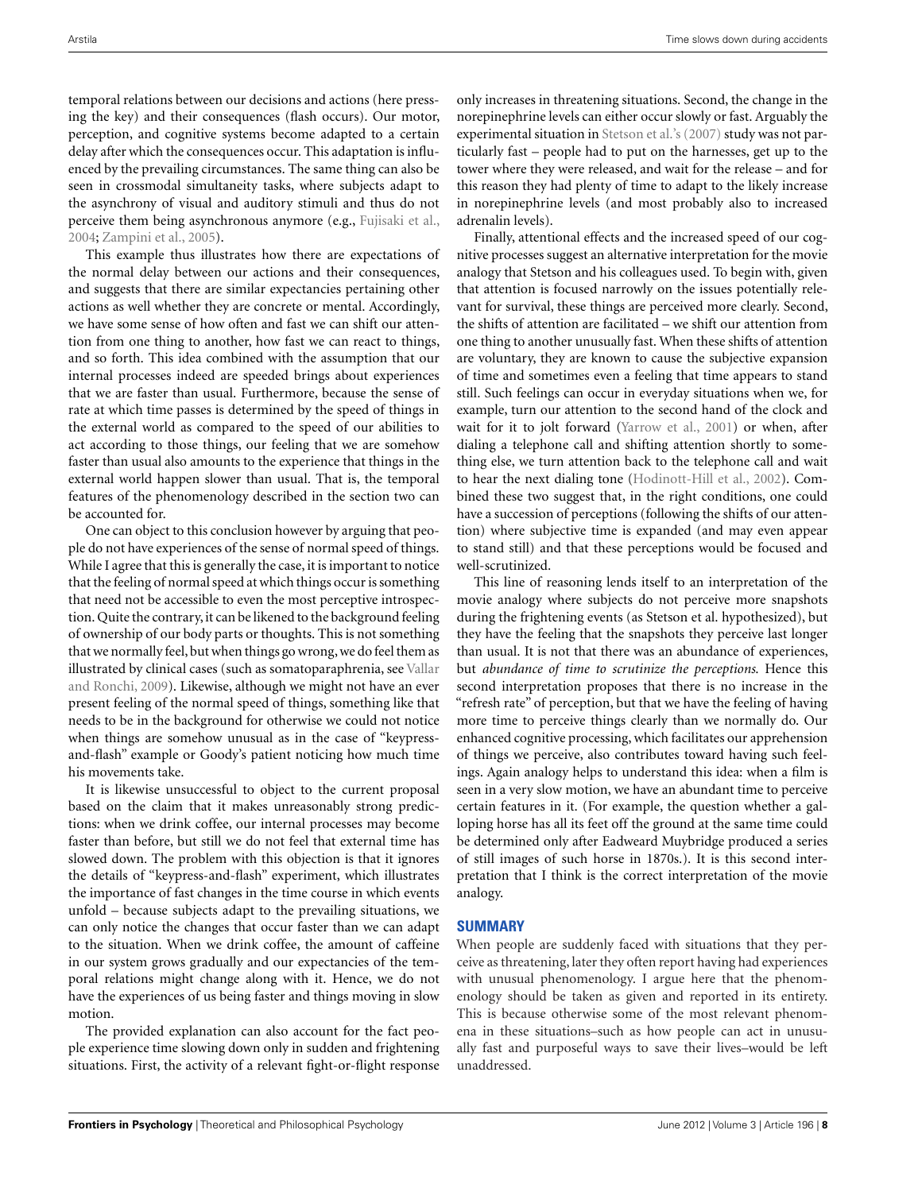temporal relations between our decisions and actions (here pressing the key) and their consequences (flash occurs). Our motor, perception, and cognitive systems become adapted to a certain delay after which the consequences occur. This adaptation is influenced by the prevailing circumstances. The same thing can also be seen in crossmodal simultaneity tasks, where subjects adapt to the asynchrony of visual and auditory stimuli and thus do not perceive them being asynchronous anymore (e.g., Fujisaki et al., 2004; Zampini et al., 2005).

This example thus illustrates how there are expectations of the normal delay between our actions and their consequences, and suggests that there are similar expectancies pertaining other actions as well whether they are concrete or mental. Accordingly, we have some sense of how often and fast we can shift our attention from one thing to another, how fast we can react to things, and so forth. This idea combined with the assumption that our internal processes indeed are speeded brings about experiences that we are faster than usual. Furthermore, because the sense of rate at which time passes is determined by the speed of things in the external world as compared to the speed of our abilities to act according to those things, our feeling that we are somehow faster than usual also amounts to the experience that things in the external world happen slower than usual. That is, the temporal features of the phenomenology described in the section two can be accounted for.

One can object to this conclusion however by arguing that people do not have experiences of the sense of normal speed of things. While I agree that this is generally the case, it is important to notice that the feeling of normal speed at which things occur is something that need not be accessible to even the most perceptive introspection. Quite the contrary, it can be likened to the background feeling of ownership of our body parts or thoughts. This is not something that we normally feel, but when things go wrong, we do feel them as illustrated by clinical cases (such as somatoparaphrenia, see Vallar and Ronchi, 2009). Likewise, although we might not have an ever present feeling of the normal speed of things, something like that needs to be in the background for otherwise we could not notice when things are somehow unusual as in the case of "keypress-and-flash" example or Goody's patient noticing how much time his movements take.

It is likewise unsuccessful to object to the current proposal based on the claim that it makes unreasonably strong predictions: when we drink coffee, our internal processes may become faster than before, but still we do not feel that external time has slowed down. The problem with this objection is that it ignores the details of "keypress-and-flash" experiment, which illustrates the importance of fast changes in the time course in which events unfold – because subjects adapt to the prevailing situations, we can only notice the changes that occur faster than we can adapt to the situation. When we drink coffee, the amount of caffeine in our system grows gradually and our expectancies of the temporal relations might change along with it. Hence, we do not have the experiences of us being faster and things moving in slow motion.

The provided explanation can also account for the fact people experience time slowing down only in sudden and frightening situations. First, the activity of a relevant fight-or-flight response only increases in threatening situations. Second, the change in the norepinephrine levels can either occur slowly or fast. Arguably the experimental situation in Stetson et al.'s (2007) study was not particularly fast – people had to put on the harnesses, get up to the tower where they were released, and wait for the release – and for this reason they had plenty of time to adapt to the likely increase in norepinephrine levels (and most probably also to increased adrenalin levels).

Finally, attentional effects and the increased speed of our cognitive processes suggest an alternative interpretation for the movie analogy that Stetson and his colleagues used. To begin with, given that attention is focused narrowly on the issues potentially relevant for survival, these things are perceived more clearly. Second, the shifts of attention are facilitated – we shift our attention from one thing to another unusually fast. When these shifts of attention are voluntary, they are known to cause the subjective expansion of time and sometimes even a feeling that time appears to stand still. Such feelings can occur in everyday situations when we, for example, turn our attention to the second hand of the clock and wait for it to jolt forward (Yarrow et al., 2001) or when, after dialing a telephone call and shifting attention shortly to something else, we turn attention back to the telephone call and wait to hear the next dialing tone (Hodinott-Hill et al., 2002). Combined these two suggest that, in the right conditions, one could have a succession of perceptions (following the shifts of our attention) where subjective time is expanded (and may even appear to stand still) and that these perceptions would be focused and well-scrutinized.

This line of reasoning lends itself to an interpretation of the movie analogy where subjects do not perceive more snapshots during the frightening events (as Stetson et al. hypothesized), but they have the feeling that the snapshots they perceive last longer than usual. It is not that there was an abundance of experiences, but *abundance of time to scrutinize the perceptions.* Hence this second interpretation proposes that there is no increase in the "refresh rate" of perception, but that we have the feeling of having more time to perceive things clearly than we normally do. Our enhanced cognitive processing, which facilitates our apprehension of things we perceive, also contributes toward having such feelings. Again analogy helps to understand this idea: when a film is seen in a very slow motion, we have an abundant time to perceive certain features in it. (For example, the question whether a galloping horse has all its feet off the ground at the same time could be determined only after Eadweard Muybridge produced a series of still images of such horse in 1870s.). It is this second interpretation that I think is the correct interpretation of the movie analogy.

## SUMMARY

When people are suddenly faced with situations that they perceive as threatening, later they often report having had experiences with unusual phenomenology. I argue here that the phenomenology should be taken as given and reported in its entirety. This is because otherwise some of the most relevant phenomena in these situations–such as how people can act in unusually fast and purposeful ways to save their lives–would be left unaddressed.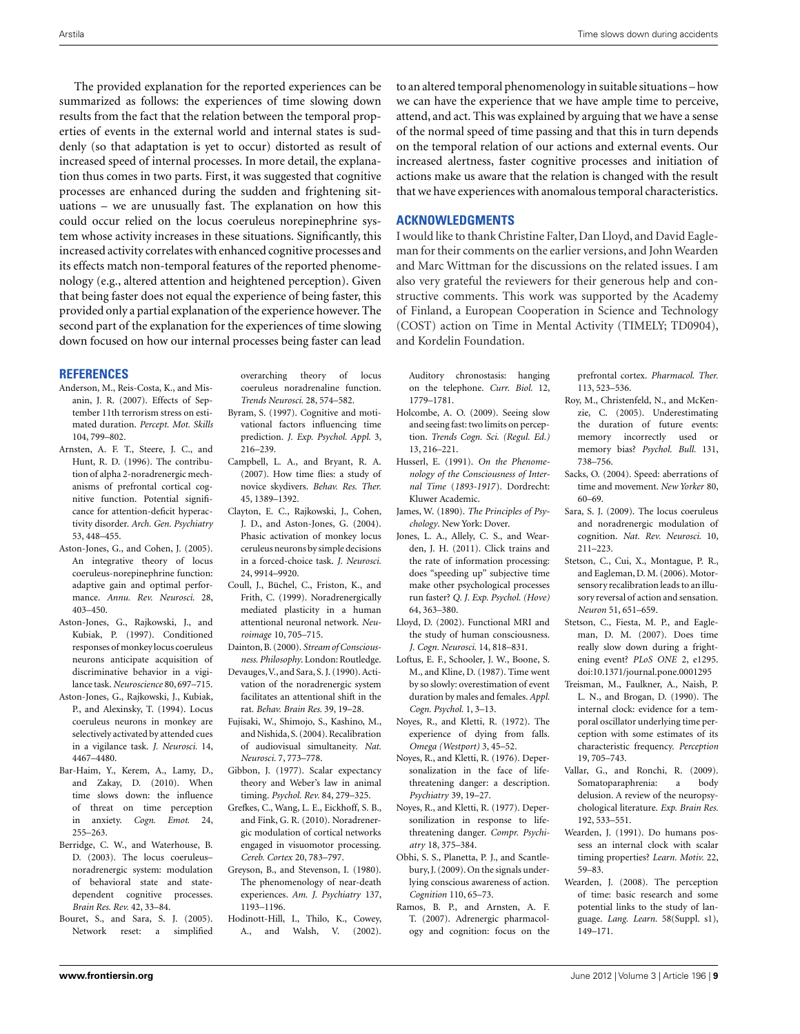The provided explanation for the reported experiences can be summarized as follows: the experiences of time slowing down results from the fact that the relation between the temporal properties of events in the external world and internal states is suddenly (so that adaptation is yet to occur) distorted as result of increased speed of internal processes. In more detail, the explanation thus comes in two parts. First, it was suggested that cognitive processes are enhanced during the sudden and frightening situations – we are unusually fast. The explanation on how this could occur relied on the locus coeruleus norepinephrine system whose activity increases in these situations. Significantly, this increased activity correlates with enhanced cognitive processes and its effects match non-temporal features of the reported phenomenology (e.g., altered attention and heightened perception). Given that being faster does not equal the experience of being faster, this provided only a partial explanation of the experience however. The second part of the explanation for the experiences of time slowing down focused on how our internal processes being faster can lead to an altered temporal phenomenology in suitable situations – how we can have the experience that we have ample time to perceive, attend, and act. This was explained by arguing that we have a sense of the normal speed of time passing and that this in turn depends on the temporal relation of our actions and external events. Our increased alertness, faster cognitive processes and initiation of actions make us aware that the relation is changed with the result that we have experiences with anomalous temporal characteristics.

## ACKNOWLEDGMENTS

I would like to thank Christine Falter, Dan Lloyd, and David Eagleman for their comments on the earlier versions, and John Wearden and Marc Wittman for the discussions on the related issues. I am also very grateful the reviewers for their generous help and constructive comments. This work was supported by the Academy of Finland, a European Cooperation in Science and Technology (COST) action on Time in Mental Activity (TIMELY; TD0904), and Kordelin Foundation.

## REFERENCES

Anderson, M., Reis-Costa, K., and Misanin, J. R. (2007). Effects of September 11th terrorism stress on estimated duration. *Percept. Mot. Skills* 104, 799–802.

Arnsten, A. F. T., Steere, J. C., and Hunt, R. D. (1996). The contribution of alpha 2-noradrenergic mechanisms of prefrontal cortical cognitive function. Potential significance for attention-deficit hyperactivity disorder. *Arch. Gen. Psychiatry* 53, 448–455.

Aston-Jones, G., and Cohen, J. (2005). An integrative theory of locus coeruleus-norepinephrine function: adaptive gain and optimal performance. *Annu. Rev. Neurosci.* 28, 403–450.

Aston-Jones, G., Rajkowski, J., and Kubiak, P. (1997). Conditioned responses of monkey locus coeruleus neurons anticipate acquisition of discriminative behavior in a vigilance task. *Neuroscience* 80, 697–715.

Aston-Jones, G., Rajkowski, J., Kubiak, P., and Alexinsky, T. (1994). Locus coeruleus neurons in monkey are selectively activated by attended cues in a vigilance task. *J. Neurosci.* 14, 4467–4480.

Bar-Haim, Y., Kerem, A., Lamy, D., and Zakay, D. (2010). When time slows down: the influence of threat on time perception in anxiety. *Cogn. Emot.* 24, 255–263.

Berridge, C. W., and Waterhouse, B. D. (2003). The locus coeruleus–noradrenergic system: modulation of behavioral state and state-dependent cognitive processes. *Brain Res. Rev.* 42, 33–84.

Bouret, S., and Sara, S. J. (2005). Network reset: a simplified overarching theory of locus coeruleus noradrenaline function. *Trends Neurosci.* 28, 574–582.

Byram, S. (1997). Cognitive and motivational factors influencing time prediction. *J. Exp. Psychol. Appl.* 3, 216–239.

Campbell, L. A., and Bryant, R. A. (2007). How time flies: a study of novice skydivers. *Behav. Res. Ther.* 45, 1389–1392.

Clayton, E. C., Rajkowski, J., Cohen, J. D., and Aston-Jones, G. (2004). Phasic activation of monkey locus ceruleus neurons by simple decisions in a forced-choice task. *J. Neurosci.* 24, 9914–9920.

Coull, J., Büchel, C., Friston, K., and Frith, C. (1999). Noradrenergically mediated plasticity in a human attentional neuronal network. *Neuroimage* 10, 705–715.

Dainton, B. (2000). *Stream of Consciousness. Philosophy*. London: Routledge.

Devauges, V., and Sara, S. J. (1990). Activation of the noradrenergic system facilitates an attentional shift in the rat. *Behav. Brain Res.* 39, 19–28.

Fujisaki, W., Shimojo, S., Kashino, M., and Nishida, S. (2004). Recalibration of audiovisual simultaneity. *Nat. Neurosci.* 7, 773–778.

Gibbon, J. (1977). Scalar expectancy theory and Weber's law in animal timing. *Psychol. Rev.* 84, 279–325.

Grefkes, C., Wang, L. E., Eickhoff, S. B., and Fink, G. R. (2010). Noradrenergic modulation of cortical networks engaged in visuomotor processing. *Cereb. Cortex* 20, 783–797.

Greyson, B., and Stevenson, I. (1980). The phenomenology of near-death experiences. *Am. J. Psychiatry* 137, 1193–1196.

Hodinott-Hill, I., Thilo, K., Cowey, A., and Walsh, V. (2002). Auditory chronostasis: hanging on the telephone. *Curr. Biol.* 12, 1779–1781.

Holcombe, A. O. (2009). Seeing slow and seeing fast: two limits on perception. *Trends Cogn. Sci. (Regul. Ed.)* 13, 216–221.

Husserl, E. (1991). *On the Phenomenology of the Consciousness of Internal Time (1893-1917)*. Dordrecht: Kluwer Academic.

James, W. (1890). *The Principles of Psychology*. New York: Dover.

Jones, L. A., Allely, C. S., and Wearden, J. H. (2011). Click trains and the rate of information processing: does "speeding up" subjective time make other psychological processes run faster? *Q. J. Exp. Psychol. (Hove)* 64, 363–380.

Lloyd, D. (2002). Functional MRI and the study of human consciousness. *J. Cogn. Neurosci.* 14, 818–831.

Loftus, E. F., Schooler, J. W., Boone, S. M., and Kline, D. (1987). Time went by so slowly: overestimation of event duration by males and females. *Appl. Cogn. Psychol.* 1, 3–13.

Noyes, R., and Kletti, R. (1972). The experience of dying from falls. *Omega (Westport)* 3, 45–52.

Noyes, R., and Kletti, R. (1976). Depersonalization in the face of life-threatening danger: a description. *Psychiatry* 39, 19–27.

Noyes, R., and Kletti, R. (1977). Depersonilization in response to life-threatening danger. *Compr. Psychiatry* 18, 375–384.

Obhi, S. S., Planetta, P. J., and Scantlebury, J. (2009). On the signals underlying conscious awareness of action. *Cognition* 110, 65–73.

Ramos, B. P., and Arnsten, A. F. T. (2007). Adrenergic pharmacology and cognition: focus on the prefrontal cortex. *Pharmacol. Ther.* 113, 523–536.

Roy, M., Christenfeld, N., and McKenzie, C. (2005). Underestimating the duration of future events: memory incorrectly used or memory bias? *Psychol. Bull.* 131, 738–756.

Sacks, O. (2004). Speed: aberrations of time and movement. *New Yorker* 80, 60–69.

Sara, S. J. (2009). The locus coeruleus and noradrenergic modulation of cognition. *Nat. Rev. Neurosci.* 10, 211–223.

Stetson, C., Cui, X., Montague, P. R., and Eagleman, D. M. (2006). Motor-sensory recalibration leads to an illusory reversal of action and sensation. *Neuron* 51, 651–659.

Stetson, C., Fiesta, M. P., and Eagleman, D. M. (2007). Does time really slow down during a frightening event? *PLoS ONE* 2, e1295. doi:10.1371/journal.pone.0001295

Treisman, M., Faulkner, A., Naish, P. L. N., and Brogan, D. (1990). The internal clock: evidence for a temporal oscillator underlying time perception with some estimates of its characteristic frequency. *Perception* 19, 705–743.

Vallar, G., and Ronchi, R. (2009). Somatoparaphrenia: a body delusion. A review of the neuropsychological literature. *Exp. Brain Res.* 192, 533–551.

Wearden, J. (1991). Do humans possess an internal clock with scalar timing properties? *Learn. Motiv.* 22, 59–83.

Wearden, J. (2008). The perception of time: basic research and some potential links to the study of language. *Lang. Learn.* 58(Suppl. s1), 149–171.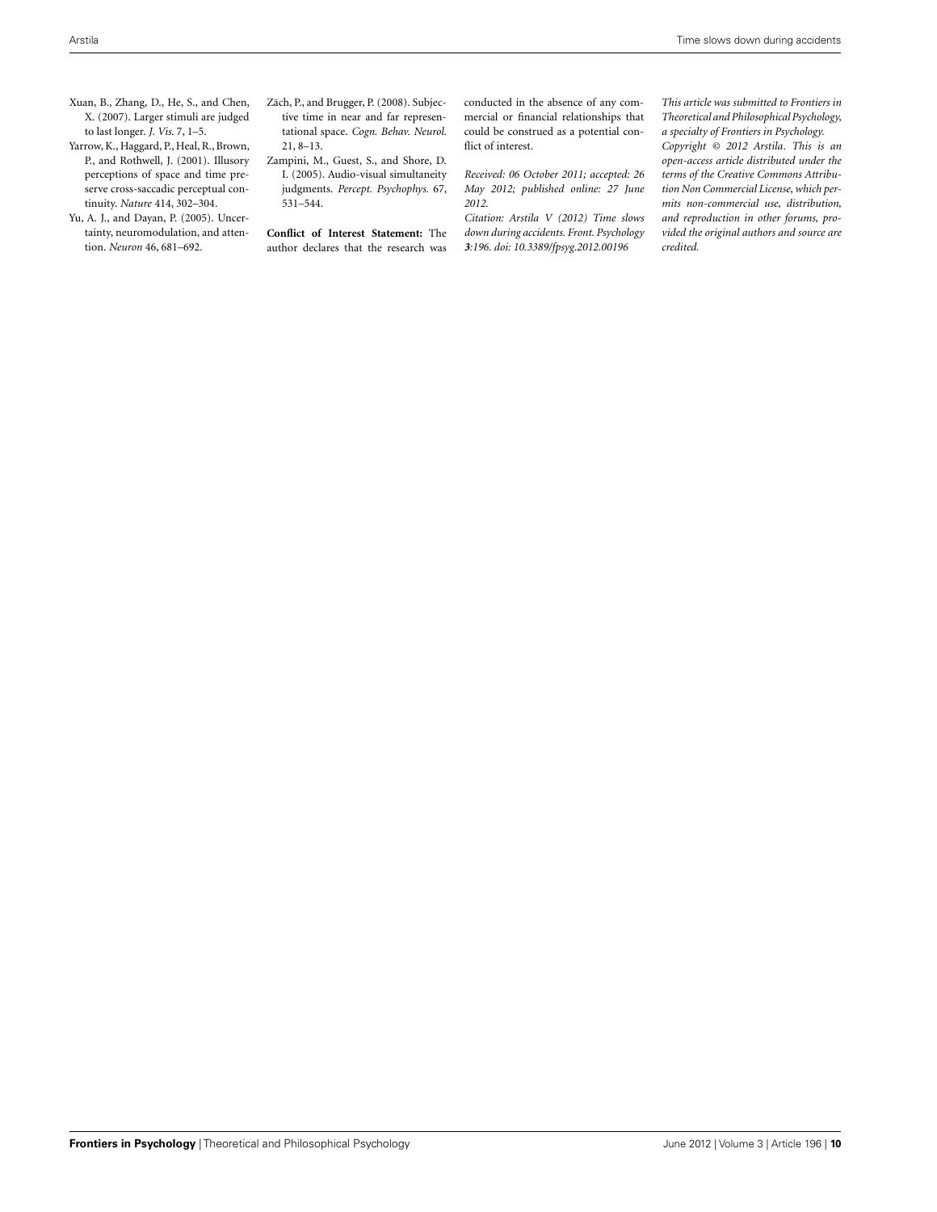Xuan, B., Zhang, D., He, S., and Chen, X. (2007). Larger stimuli are judged to last longer. *J. Vis.* 7, 1–5.

Yarrow, K., Haggard, P., Heal, R., Brown, P., and Rothwell, J. (2001). Illusory perceptions of space and time preserve cross-saccadic perceptual continuity. *Nature* 414, 302–304.

Yu, A. J., and Dayan, P. (2005). Uncertainty, neuromodulation, and attention. *Neuron* 46, 681–692.

Zäch, P., and Brugger, P. (2008). Subjective time in near and far representational space. *Cogn. Behav. Neurol.* 21, 8–13.

Zampini, M., Guest, S., and Shore, D. I. (2005). Audio-visual simultaneity judgments. *Percept. Psychophys.* 67, 531–544.

**Conflict of Interest Statement:** The author declares that the research was conducted in the absence of any commercial or financial relationships that could be construed as a potential conflict of interest.

*Received: 06 October 2011; accepted: 26 May 2012; published online: 27 June 2012.*

*Citation: Arstila V (2012) Time slows down during accidents. Front. Psychology **3**:196. doi: 10.3389/fpsyg.2012.00196*

*This article was submitted to Frontiers in Theoretical and Philosophical Psychology, a specialty of Frontiers in Psychology.*

*Copyright © 2012 Arstila. This is an open-access article distributed under the terms of the Creative Commons Attribution Non Commercial License, which permits non-commercial use, distribution, and reproduction in other forums, provided the original authors and source are credited.*